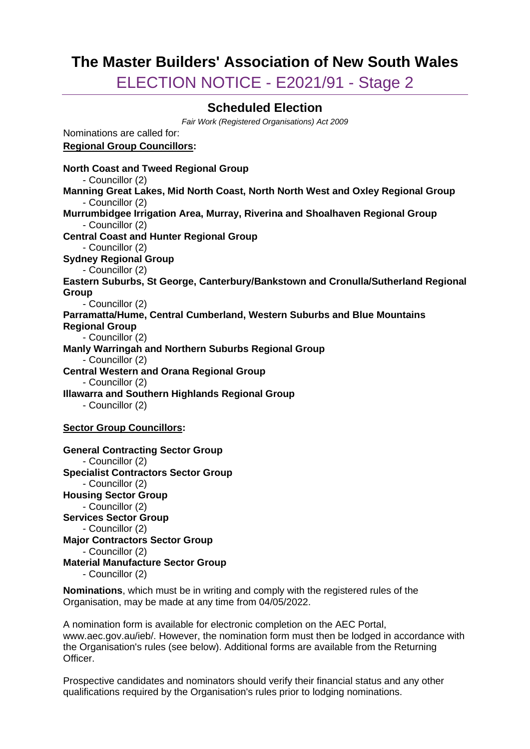# The Master Builders' Association of New South Wales

## ELECTION NOTICE - E2021/91 - Stage 2

### Scheduled Election

*Fair Work (Registered Organisations) Act 2009*

Nominations are called for:

**Regional Group Councillors:**

**North Coast and Tweed Regional Group**
- Councillor (2)

**Manning Great Lakes, Mid North Coast, North North West and Oxley Regional Group**
- Councillor (2)

**Murrumbidgee Irrigation Area, Murray, Riverina and Shoalhaven Regional Group**
- Councillor (2)

**Central Coast and Hunter Regional Group**
- Councillor (2)

**Sydney Regional Group**
- Councillor (2)

**Eastern Suburbs, St George, Canterbury/Bankstown and Cronulla/Sutherland Regional Group**
- Councillor (2)

**Parramatta/Hume, Central Cumberland, Western Suburbs and Blue Mountains Regional Group**
- Councillor (2)

**Manly Warringah and Northern Suburbs Regional Group**
- Councillor (2)

**Central Western and Orana Regional Group**
- Councillor (2)

**Illawarra and Southern Highlands Regional Group**
- Councillor (2)

**Sector Group Councillors:**

**General Contracting Sector Group**
- Councillor (2)

**Specialist Contractors Sector Group**
- Councillor (2)

**Housing Sector Group**
- Councillor (2)

**Services Sector Group**
- Councillor (2)

**Major Contractors Sector Group**
- Councillor (2)

**Material Manufacture Sector Group**
- Councillor (2)

**Nominations**, which must be in writing and comply with the registered rules of the Organisation, may be made at any time from 04/05/2022.

A nomination form is available for electronic completion on the AEC Portal, www.aec.gov.au/ieb/. However, the nomination form must then be lodged in accordance with the Organisation's rules (see below). Additional forms are available from the Returning Officer.

Prospective candidates and nominators should verify their financial status and any other qualifications required by the Organisation's rules prior to lodging nominations.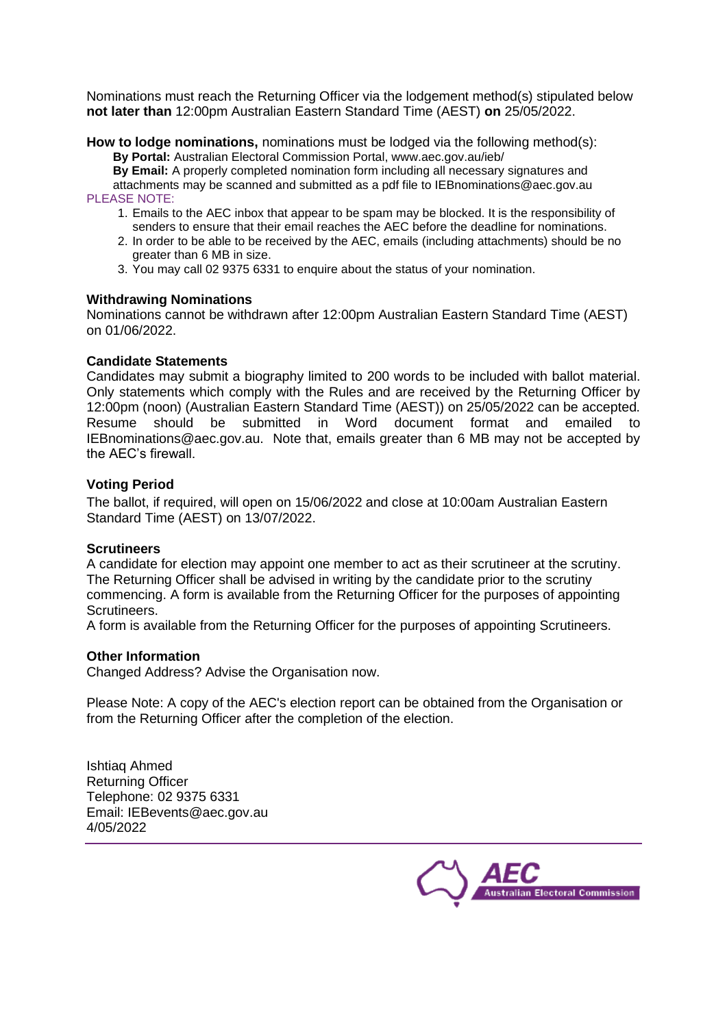Nominations must reach the Returning Officer via the lodgement method(s) stipulated below **not later than** 12:00pm Australian Eastern Standard Time (AEST) **on** 25/05/2022.

**How to lodge nominations,** nominations must be lodged via the following method(s):

**By Portal:** Australian Electoral Commission Portal, www.aec.gov.au/ieb/

**By Email:** A properly completed nomination form including all necessary signatures and attachments may be scanned and submitted as a pdf file to IEBnominations@aec.gov.au

PLEASE NOTE:

1. Emails to the AEC inbox that appear to be spam may be blocked. It is the responsibility of senders to ensure that their email reaches the AEC before the deadline for nominations.
2. In order to be able to be received by the AEC, emails (including attachments) should be no greater than 6 MB in size.
3. You may call 02 9375 6331 to enquire about the status of your nomination.

**Withdrawing Nominations**

Nominations cannot be withdrawn after 12:00pm Australian Eastern Standard Time (AEST) on 01/06/2022.

**Candidate Statements**

Candidates may submit a biography limited to 200 words to be included with ballot material. Only statements which comply with the Rules and are received by the Returning Officer by 12:00pm (noon) (Australian Eastern Standard Time (AEST)) on 25/05/2022 can be accepted. Resume should be submitted in Word document format and emailed to IEBnominations@aec.gov.au. Note that, emails greater than 6 MB may not be accepted by the AEC's firewall.

**Voting Period**

The ballot, if required, will open on 15/06/2022 and close at 10:00am Australian Eastern Standard Time (AEST) on 13/07/2022.

**Scrutineers**

A candidate for election may appoint one member to act as their scrutineer at the scrutiny. The Returning Officer shall be advised in writing by the candidate prior to the scrutiny commencing. A form is available from the Returning Officer for the purposes of appointing Scrutineers.

A form is available from the Returning Officer for the purposes of appointing Scrutineers.

**Other Information**

Changed Address? Advise the Organisation now.

Please Note: A copy of the AEC's election report can be obtained from the Organisation or from the Returning Officer after the completion of the election.

Ishtiaq Ahmed
Returning Officer
Telephone: 02 9375 6331
Email: IEBevents@aec.gov.au
4/05/2022

AEC Australian Electoral Commission